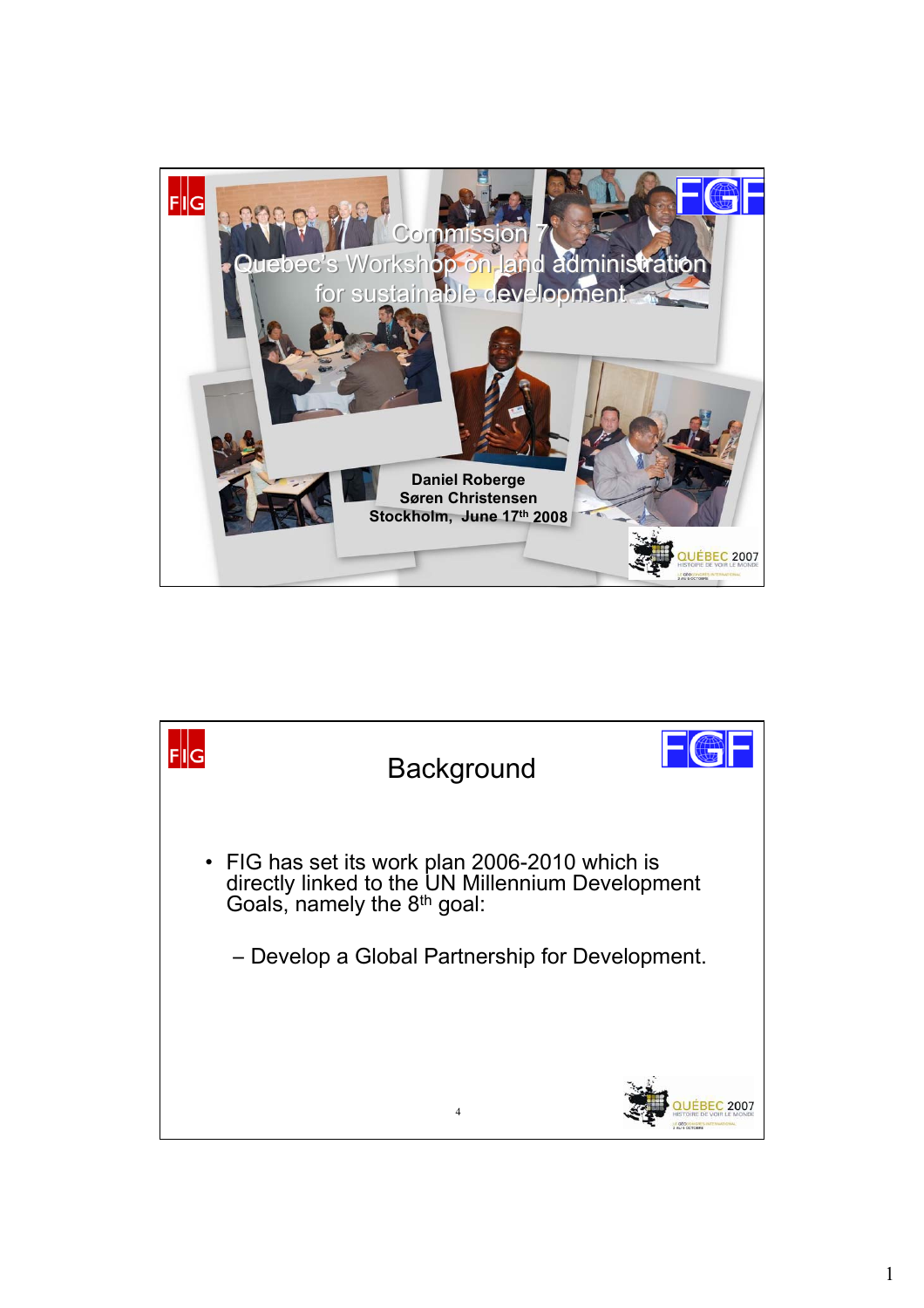# Commission 7

## Quebec's Workshop on land administration for sustainable development

**Daniel Roberge**
**Søren Christensen**
**Stockholm, June 17th 2008**

## Background

- FIG has set its work plan 2006-2010 which is directly linked to the UN Millennium Development Goals, namely the 8th goal:
  - Develop a Global Partnership for Development.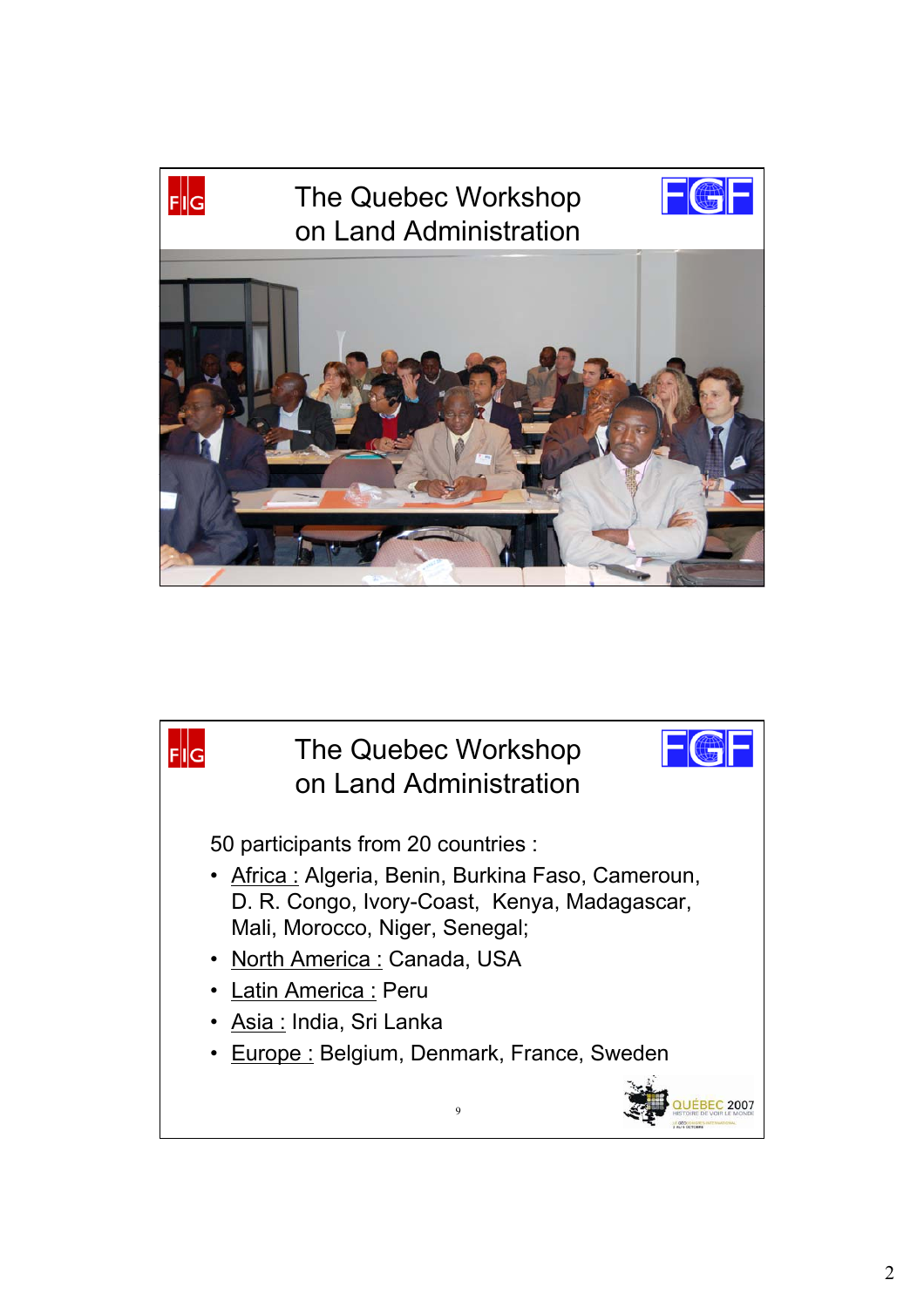## The Quebec Workshop on Land Administration

## The Quebec Workshop on Land Administration

50 participants from 20 countries :

- Africa : Algeria, Benin, Burkina Faso, Cameroun, D. R. Congo, Ivory-Coast, Kenya, Madagascar, Mali, Morocco, Niger, Senegal;
- North America : Canada, USA
- Latin America : Peru
- Asia : India, Sri Lanka
- Europe : Belgium, Denmark, France, Sweden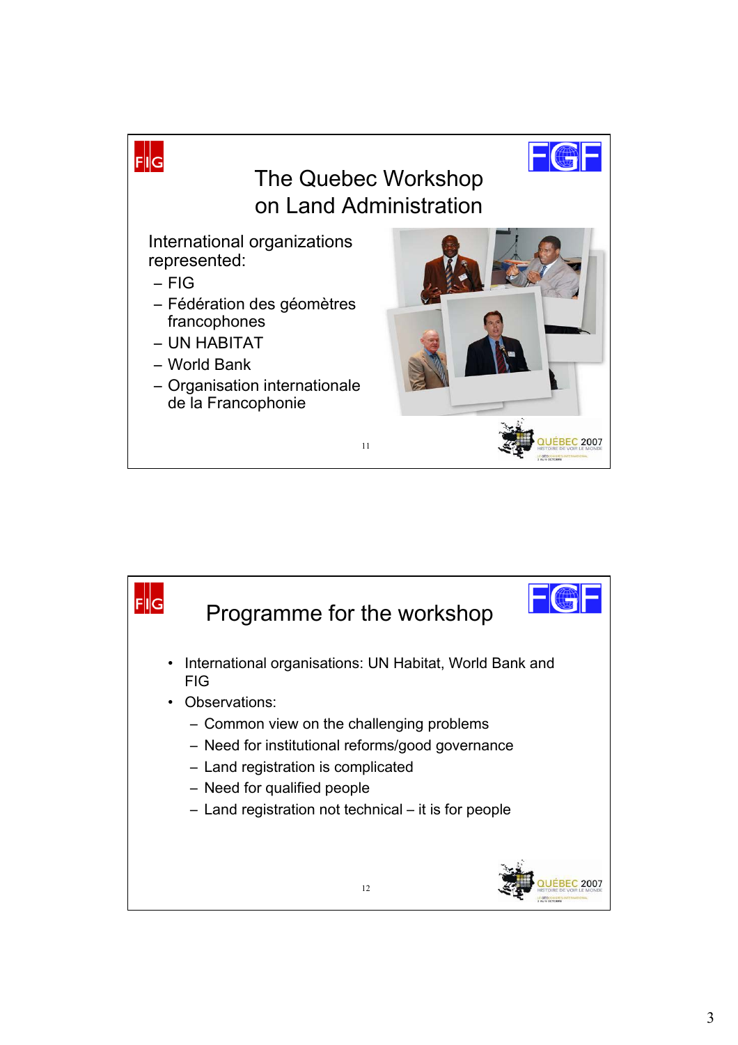## The Quebec Workshop on Land Administration

International organizations represented:

- FIG
- Fédération des géomètres francophones
- UN HABITAT
- World Bank
- Organisation internationale de la Francophonie

## Programme for the workshop

- International organisations: UN Habitat, World Bank and FIG
- Observations:
  - Common view on the challenging problems
  - Need for institutional reforms/good governance
  - Land registration is complicated
  - Need for qualified people
  - Land registration not technical – it is for people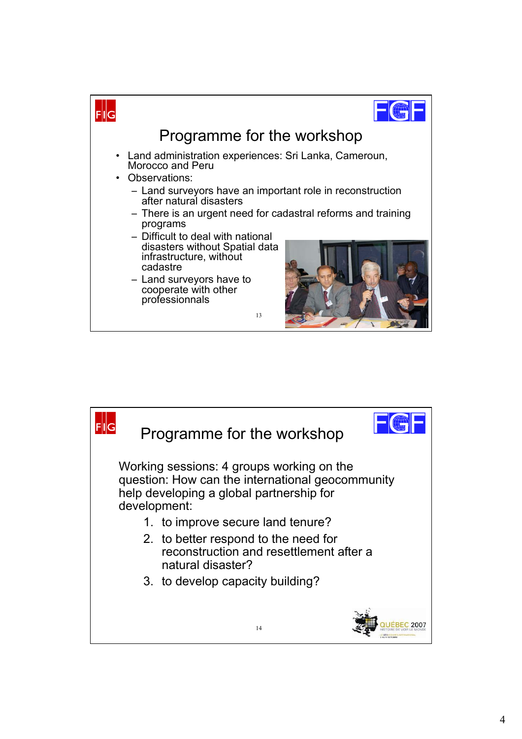## Programme for the workshop

- Land administration experiences: Sri Lanka, Cameroun, Morocco and Peru
- Observations:
  - Land surveyors have an important role in reconstruction after natural disasters
  - There is an urgent need for cadastral reforms and training programs
  - Difficult to deal with national disasters without Spatial data infrastructure, without cadastre
  - Land surveyors have to cooperate with other professionnals

## Programme for the workshop

Working sessions: 4 groups working on the question: How can the international geocommunity help developing a global partnership for development:

1. to improve secure land tenure?
2. to better respond to the need for reconstruction and resettlement after a natural disaster?
3. to develop capacity building?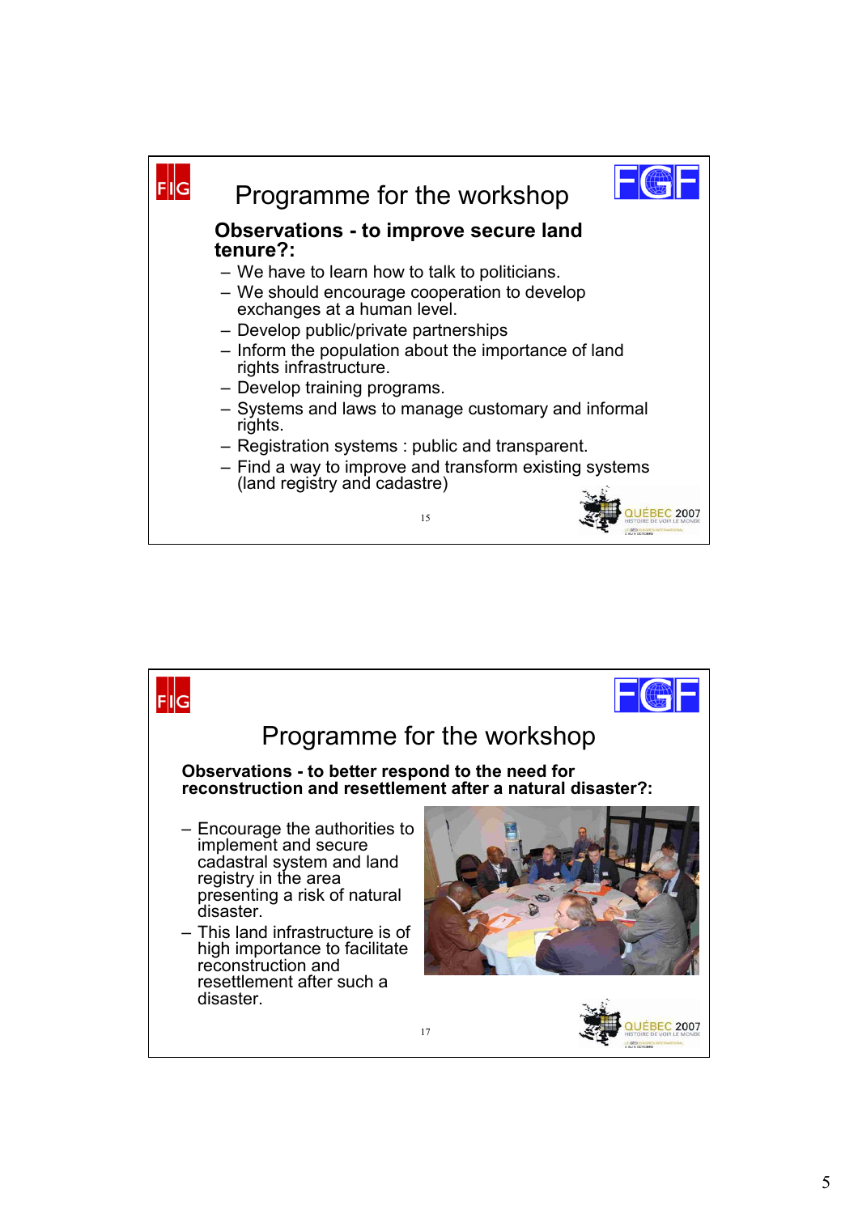## Programme for the workshop

**Observations - to improve secure land tenure?:**

- We have to learn how to talk to politicians.
- We should encourage cooperation to develop exchanges at a human level.
- Develop public/private partnerships
- Inform the population about the importance of land rights infrastructure.
- Develop training programs.
- Systems and laws to manage customary and informal rights.
- Registration systems : public and transparent.
- Find a way to improve and transform existing systems (land registry and cadastre)

## Programme for the workshop

**Observations - to better respond to the need for reconstruction and resettlement after a natural disaster?:**

- Encourage the authorities to implement and secure cadastral system and land registry in the area presenting a risk of natural disaster.
- This land infrastructure is of high importance to facilitate reconstruction and resettlement after such a disaster.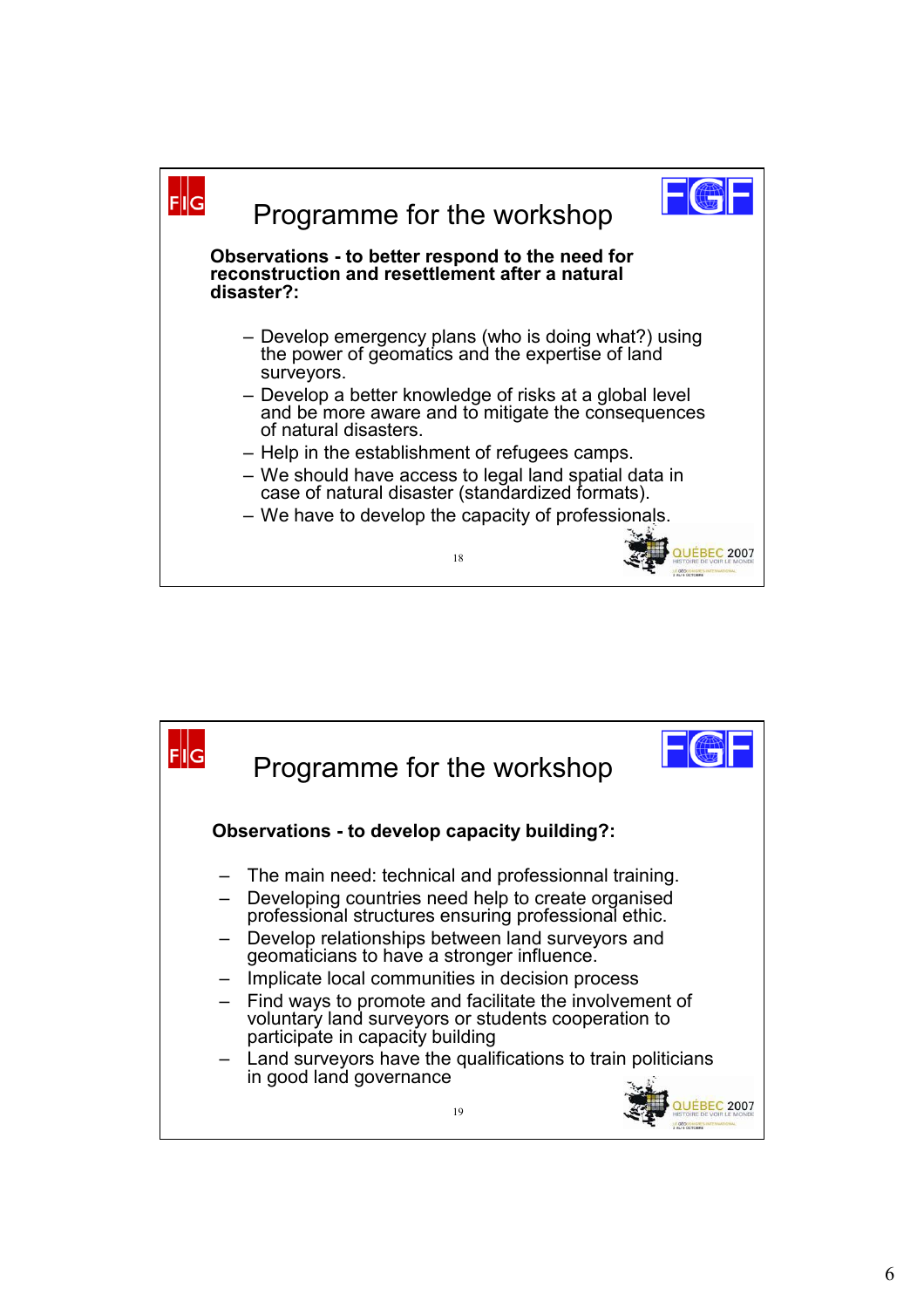## Programme for the workshop

**Observations - to better respond to the need for reconstruction and resettlement after a natural disaster?:**

- Develop emergency plans (who is doing what?) using the power of geomatics and the expertise of land surveyors.
- Develop a better knowledge of risks at a global level and be more aware and to mitigate the consequences of natural disasters.
- Help in the establishment of refugees camps.
- We should have access to legal land spatial data in case of natural disaster (standardized formats).
- We have to develop the capacity of professionals.

## Programme for the workshop

**Observations - to develop capacity building?:**

- The main need: technical and professionnal training.
- Developing countries need help to create organised professional structures ensuring professional ethic.
- Develop relationships between land surveyors and geomaticians to have a stronger influence.
- Implicate local communities in decision process
- Find ways to promote and facilitate the involvement of voluntary land surveyors or students cooperation to participate in capacity building
- Land surveyors have the qualifications to train politicians in good land governance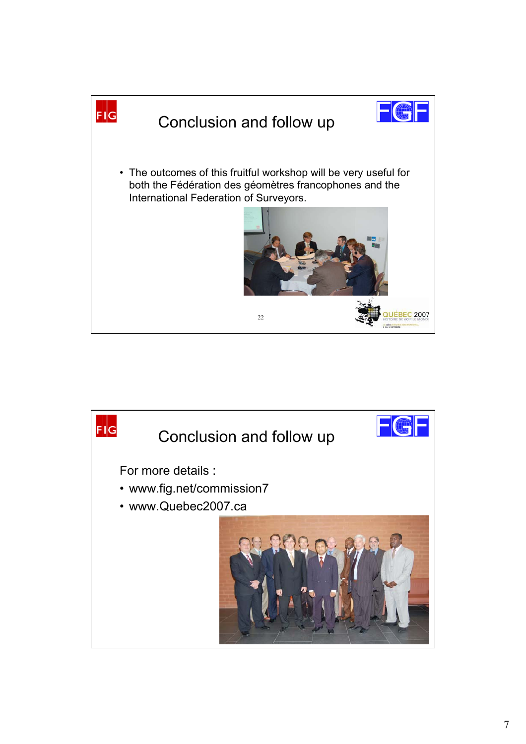## Conclusion and follow up

- The outcomes of this fruitful workshop will be very useful for both the Fédération des géomètres francophones and the International Federation of Surveyors.

## Conclusion and follow up

For more details :

- www.fig.net/commission7
- www.Quebec2007.ca